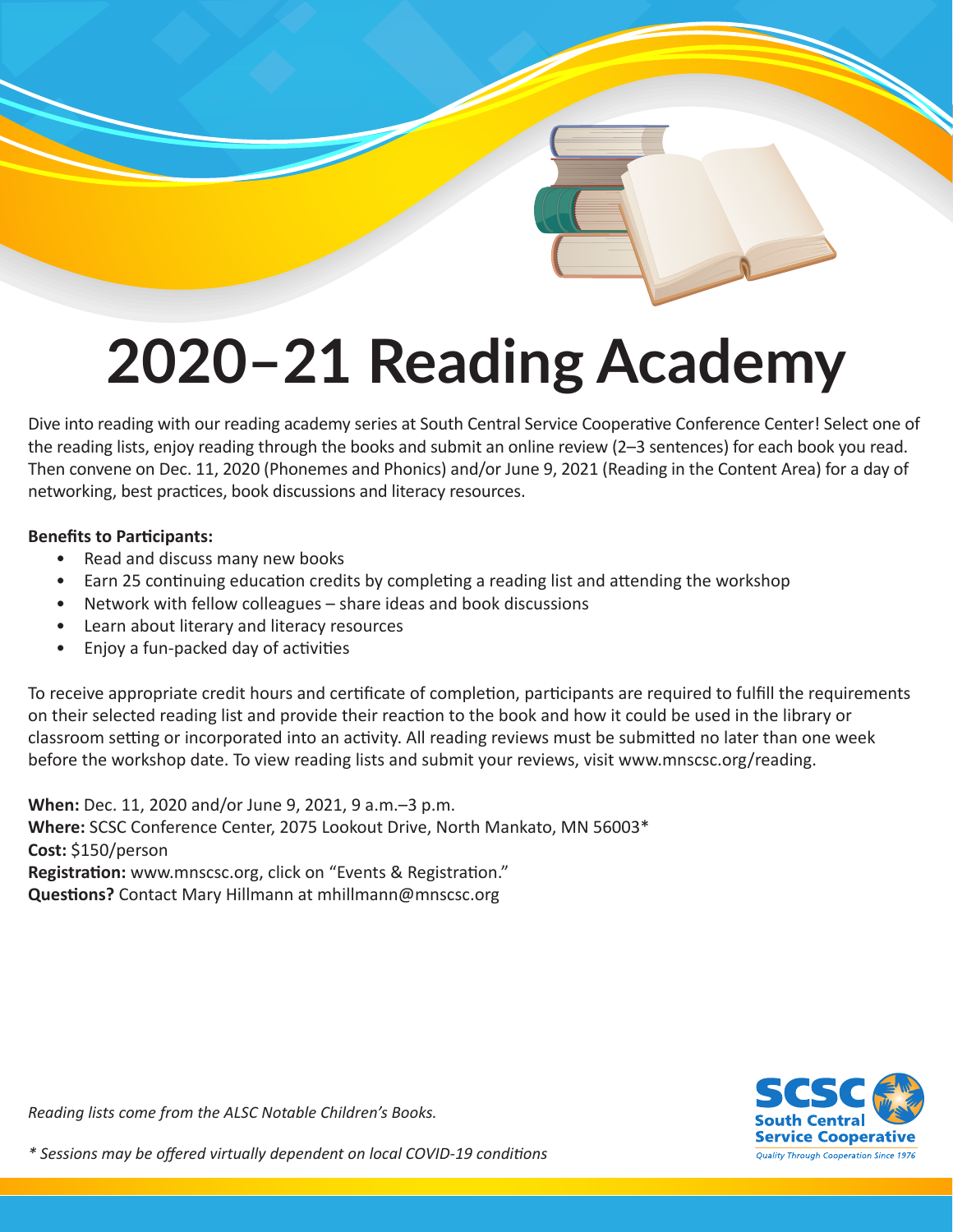# 2020–21 Reading Academy

Dive into reading with our reading academy series at South Central Service Cooperative Conference Center! Select one of the reading lists, enjoy reading through the books and submit an online review (2–3 sentences) for each book you read. Then convene on Dec. 11, 2020 (Phonemes and Phonics) and/or June 9, 2021 (Reading in the Content Area) for a day of networking, best practices, book discussions and literacy resources.

**Benefits to Participants:**

- Read and discuss many new books
- Earn 25 continuing education credits by completing a reading list and attending the workshop
- Network with fellow colleagues – share ideas and book discussions
- Learn about literary and literacy resources
- Enjoy a fun-packed day of activities

To receive appropriate credit hours and certificate of completion, participants are required to fulfill the requirements on their selected reading list and provide their reaction to the book and how it could be used in the library or classroom setting or incorporated into an activity. All reading reviews must be submitted no later than one week before the workshop date. To view reading lists and submit your reviews, visit www.mnscsc.org/reading.

**When:** Dec. 11, 2020 and/or June 9, 2021, 9 a.m.–3 p.m.
**Where:** SCSC Conference Center, 2075 Lookout Drive, North Mankato, MN 56003*
**Cost:** $150/person
**Registration:** www.mnscsc.org, click on "Events & Registration."
**Questions?** Contact Mary Hillmann at mhillmann@mnscsc.org

*Reading lists come from the ALSC Notable Children's Books.*

*\* Sessions may be offered virtually dependent on local COVID-19 conditions*

SCSC South Central Service Cooperative
*Quality Through Cooperation Since 1976*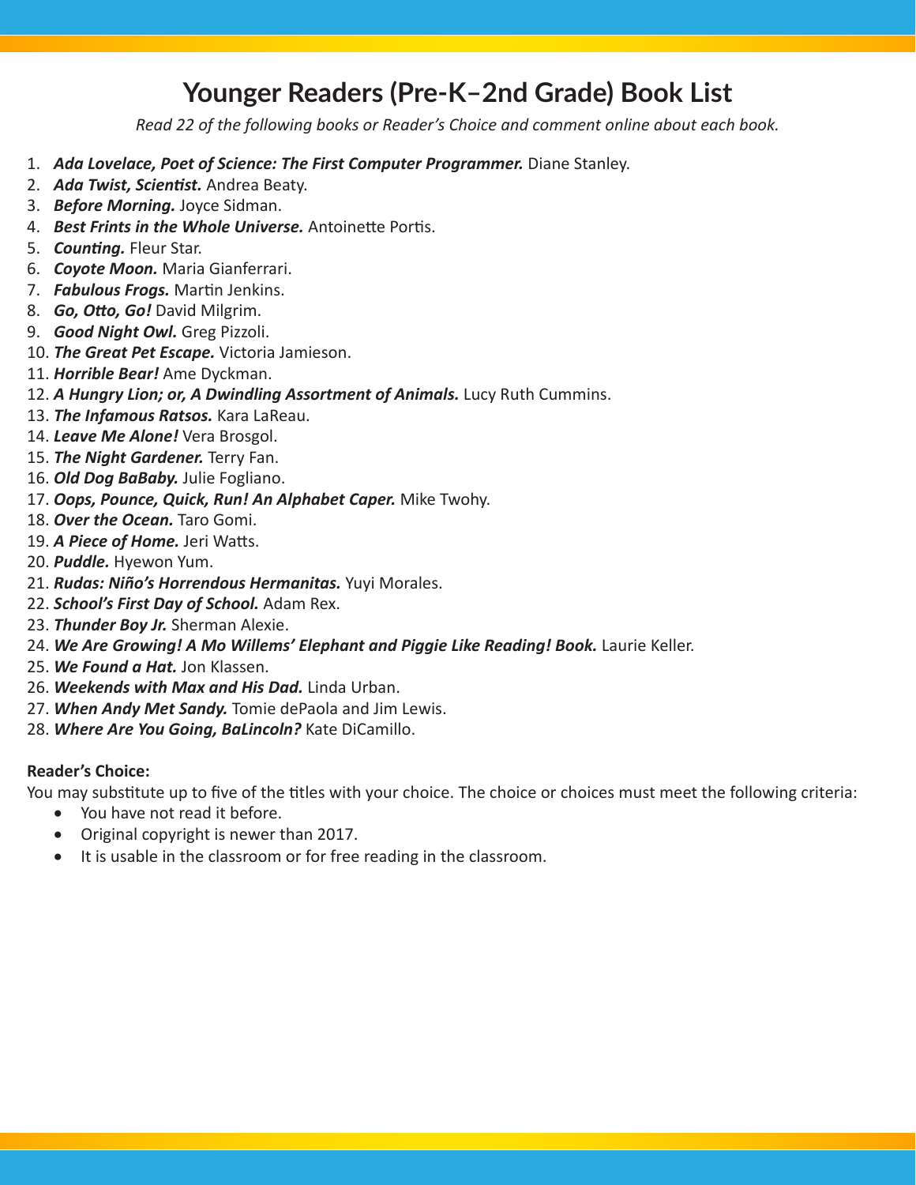# Younger Readers (Pre-K–2nd Grade) Book List

*Read 22 of the following books or Reader's Choice and comment online about each book.*

1. ***Ada Lovelace, Poet of Science: The First Computer Programmer.*** Diane Stanley.
2. ***Ada Twist, Scientist.*** Andrea Beaty.
3. ***Before Morning.*** Joyce Sidman.
4. ***Best Frints in the Whole Universe.*** Antoinette Portis.
5. ***Counting.*** Fleur Star.
6. ***Coyote Moon.*** Maria Gianferrari.
7. ***Fabulous Frogs.*** Martin Jenkins.
8. ***Go, Otto, Go!*** David Milgrim.
9. ***Good Night Owl.*** Greg Pizzoli.
10. ***The Great Pet Escape.*** Victoria Jamieson.
11. ***Horrible Bear!*** Ame Dyckman.
12. ***A Hungry Lion; or, A Dwindling Assortment of Animals.*** Lucy Ruth Cummins.
13. ***The Infamous Ratsos.*** Kara LaReau.
14. ***Leave Me Alone!*** Vera Brosgol.
15. ***The Night Gardener.*** Terry Fan.
16. ***Old Dog BaBaby.*** Julie Fogliano.
17. ***Oops, Pounce, Quick, Run! An Alphabet Caper.*** Mike Twohy.
18. ***Over the Ocean.*** Taro Gomi.
19. ***A Piece of Home.*** Jeri Watts.
20. ***Puddle.*** Hyewon Yum.
21. ***Rudas: Niño's Horrendous Hermanitas.*** Yuyi Morales.
22. ***School's First Day of School.*** Adam Rex.
23. ***Thunder Boy Jr.*** Sherman Alexie.
24. ***We Are Growing! A Mo Willems' Elephant and Piggie Like Reading! Book.*** Laurie Keller.
25. ***We Found a Hat.*** Jon Klassen.
26. ***Weekends with Max and His Dad.*** Linda Urban.
27. ***When Andy Met Sandy.*** Tomie dePaola and Jim Lewis.
28. ***Where Are You Going, BaLincoln?*** Kate DiCamillo.

**Reader's Choice:**

You may substitute up to five of the titles with your choice. The choice or choices must meet the following criteria:

- You have not read it before.
- Original copyright is newer than 2017.
- It is usable in the classroom or for free reading in the classroom.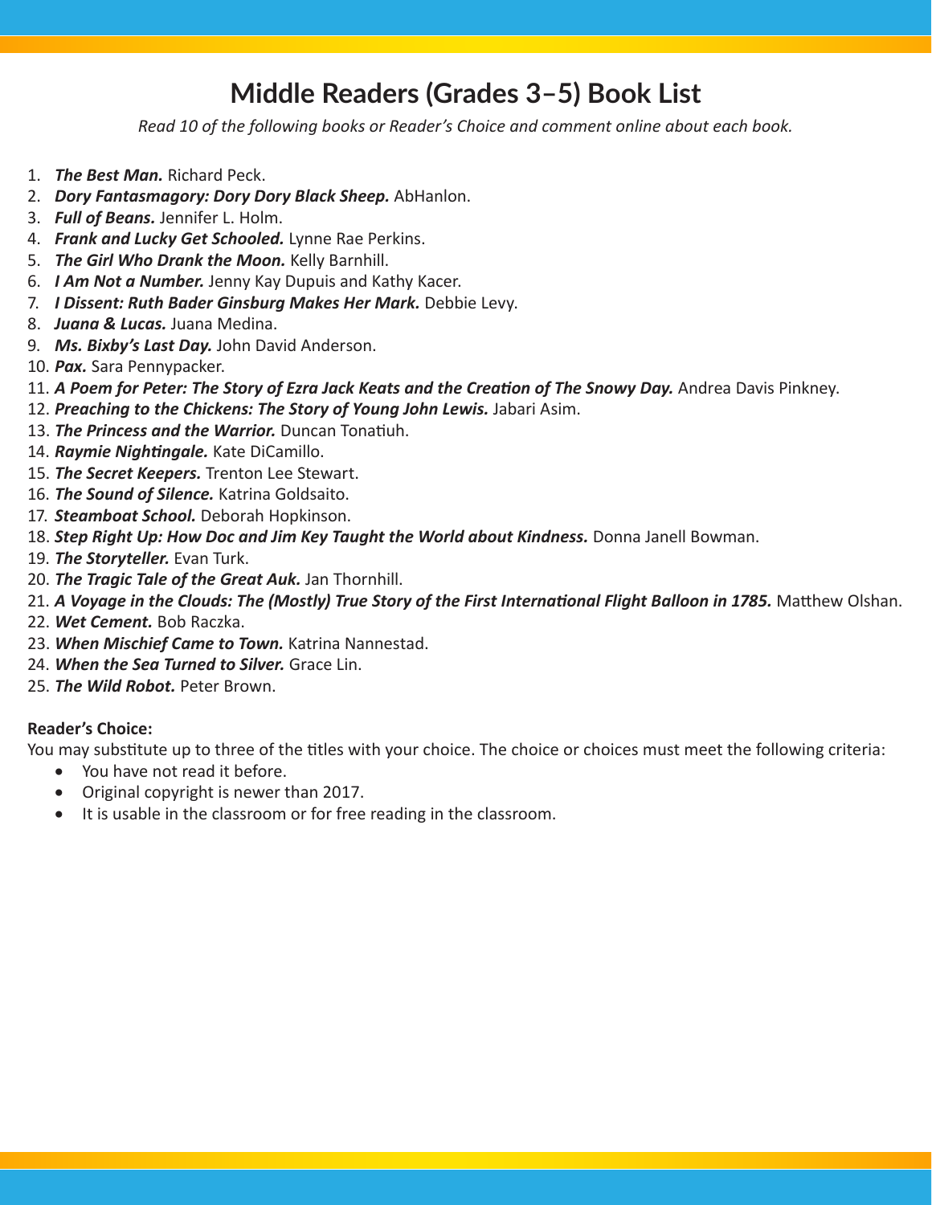# Middle Readers (Grades 3–5) Book List

*Read 10 of the following books or Reader's Choice and comment online about each book.*

1. ***The Best Man.*** Richard Peck.
2. ***Dory Fantasmagory: Dory Dory Black Sheep.*** AbHanlon.
3. ***Full of Beans.*** Jennifer L. Holm.
4. ***Frank and Lucky Get Schooled.*** Lynne Rae Perkins.
5. ***The Girl Who Drank the Moon.*** Kelly Barnhill.
6. ***I Am Not a Number.*** Jenny Kay Dupuis and Kathy Kacer.
7. ***I Dissent: Ruth Bader Ginsburg Makes Her Mark.*** Debbie Levy.
8. ***Juana & Lucas.*** Juana Medina.
9. ***Ms. Bixby's Last Day.*** John David Anderson.
10. ***Pax.*** Sara Pennypacker.
11. ***A Poem for Peter: The Story of Ezra Jack Keats and the Creation of The Snowy Day.*** Andrea Davis Pinkney.
12. ***Preaching to the Chickens: The Story of Young John Lewis.*** Jabari Asim.
13. ***The Princess and the Warrior.*** Duncan Tonatiuh.
14. ***Raymie Nightingale.*** Kate DiCamillo.
15. ***The Secret Keepers.*** Trenton Lee Stewart.
16. ***The Sound of Silence.*** Katrina Goldsaito.
17. ***Steamboat School.*** Deborah Hopkinson.
18. ***Step Right Up: How Doc and Jim Key Taught the World about Kindness.*** Donna Janell Bowman.
19. ***The Storyteller.*** Evan Turk.
20. ***The Tragic Tale of the Great Auk.*** Jan Thornhill.
21. ***A Voyage in the Clouds: The (Mostly) True Story of the First International Flight Balloon in 1785.*** Matthew Olshan.
22. ***Wet Cement.*** Bob Raczka.
23. ***When Mischief Came to Town.*** Katrina Nannestad.
24. ***When the Sea Turned to Silver.*** Grace Lin.
25. ***The Wild Robot.*** Peter Brown.

**Reader's Choice:**

You may substitute up to three of the titles with your choice. The choice or choices must meet the following criteria:

- You have not read it before.
- Original copyright is newer than 2017.
- It is usable in the classroom or for free reading in the classroom.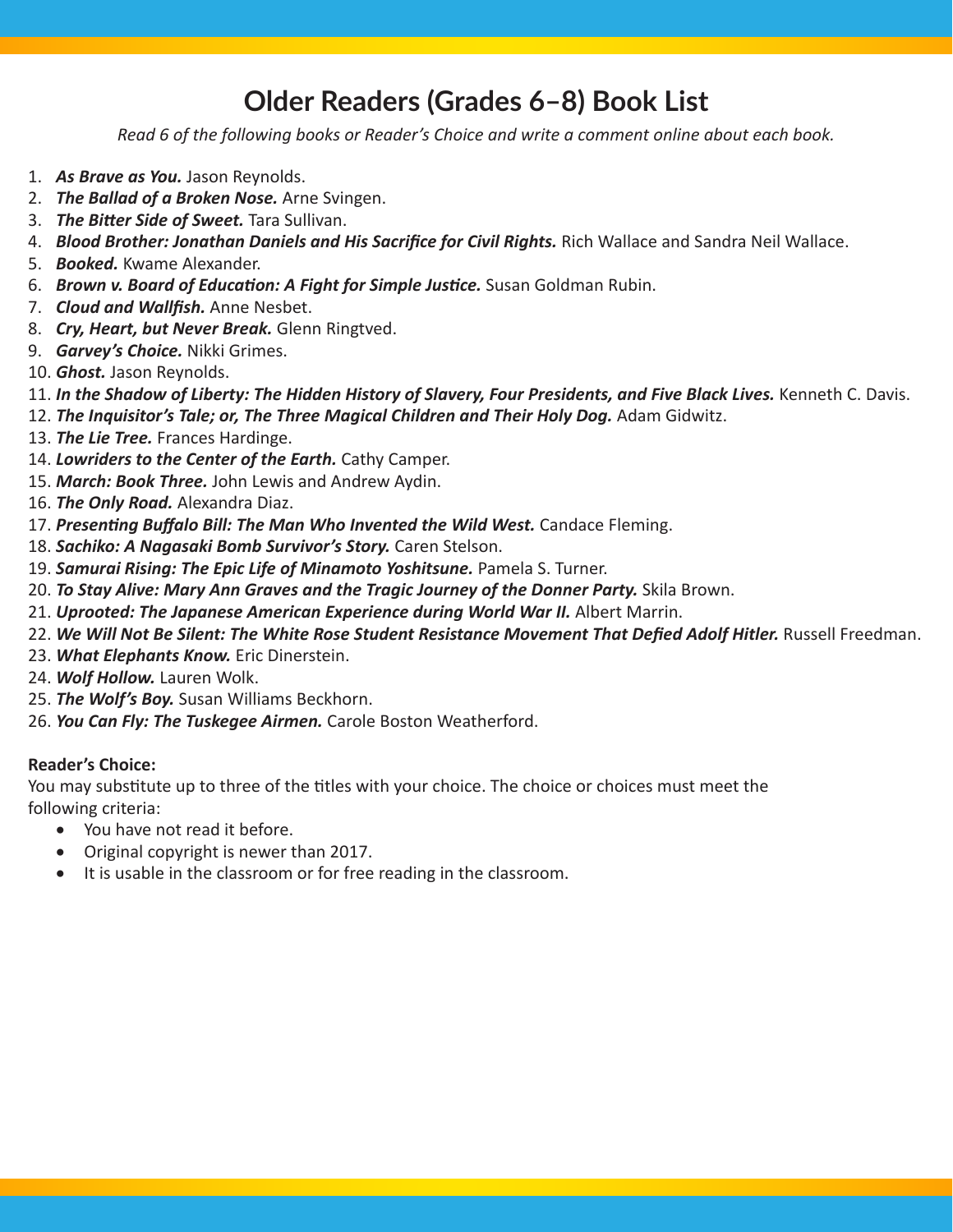# Older Readers (Grades 6–8) Book List

*Read 6 of the following books or Reader's Choice and write a comment online about each book.*

1. ***As Brave as You.*** Jason Reynolds.
2. ***The Ballad of a Broken Nose.*** Arne Svingen.
3. ***The Bitter Side of Sweet.*** Tara Sullivan.
4. ***Blood Brother: Jonathan Daniels and His Sacrifice for Civil Rights.*** Rich Wallace and Sandra Neil Wallace.
5. ***Booked.*** Kwame Alexander.
6. ***Brown v. Board of Education: A Fight for Simple Justice.*** Susan Goldman Rubin.
7. ***Cloud and Wallfish.*** Anne Nesbet.
8. ***Cry, Heart, but Never Break.*** Glenn Ringtved.
9. ***Garvey's Choice.*** Nikki Grimes.
10. ***Ghost.*** Jason Reynolds.
11. ***In the Shadow of Liberty: The Hidden History of Slavery, Four Presidents, and Five Black Lives.*** Kenneth C. Davis.
12. ***The Inquisitor's Tale; or, The Three Magical Children and Their Holy Dog.*** Adam Gidwitz.
13. ***The Lie Tree.*** Frances Hardinge.
14. ***Lowriders to the Center of the Earth.*** Cathy Camper.
15. ***March: Book Three.*** John Lewis and Andrew Aydin.
16. ***The Only Road.*** Alexandra Diaz.
17. ***Presenting Buffalo Bill: The Man Who Invented the Wild West.*** Candace Fleming.
18. ***Sachiko: A Nagasaki Bomb Survivor's Story.*** Caren Stelson.
19. ***Samurai Rising: The Epic Life of Minamoto Yoshitsune.*** Pamela S. Turner.
20. ***To Stay Alive: Mary Ann Graves and the Tragic Journey of the Donner Party.*** Skila Brown.
21. ***Uprooted: The Japanese American Experience during World War II.*** Albert Marrin.
22. ***We Will Not Be Silent: The White Rose Student Resistance Movement That Defied Adolf Hitler.*** Russell Freedman.
23. ***What Elephants Know.*** Eric Dinerstein.
24. ***Wolf Hollow.*** Lauren Wolk.
25. ***The Wolf's Boy.*** Susan Williams Beckhorn.
26. ***You Can Fly: The Tuskegee Airmen.*** Carole Boston Weatherford.

**Reader's Choice:**

You may substitute up to three of the titles with your choice. The choice or choices must meet the following criteria:

- You have not read it before.
- Original copyright is newer than 2017.
- It is usable in the classroom or for free reading in the classroom.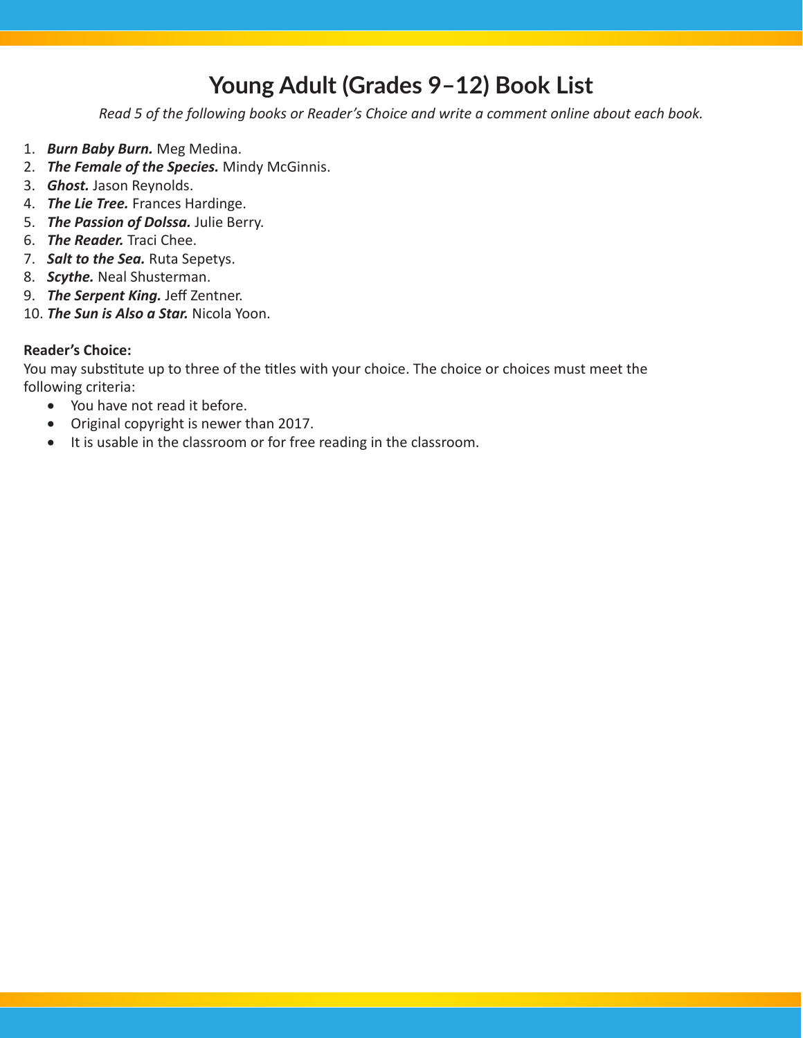# Young Adult (Grades 9–12) Book List

*Read 5 of the following books or Reader's Choice and write a comment online about each book.*

1. ***Burn Baby Burn.*** Meg Medina.
2. ***The Female of the Species.*** Mindy McGinnis.
3. ***Ghost.*** Jason Reynolds.
4. ***The Lie Tree.*** Frances Hardinge.
5. ***The Passion of Dolssa.*** Julie Berry.
6. ***The Reader.*** Traci Chee.
7. ***Salt to the Sea.*** Ruta Sepetys.
8. ***Scythe.*** Neal Shusterman.
9. ***The Serpent King.*** Jeff Zentner.
10. ***The Sun is Also a Star.*** Nicola Yoon.

**Reader's Choice:**

You may substitute up to three of the titles with your choice. The choice or choices must meet the following criteria:

- You have not read it before.
- Original copyright is newer than 2017.
- It is usable in the classroom or for free reading in the classroom.